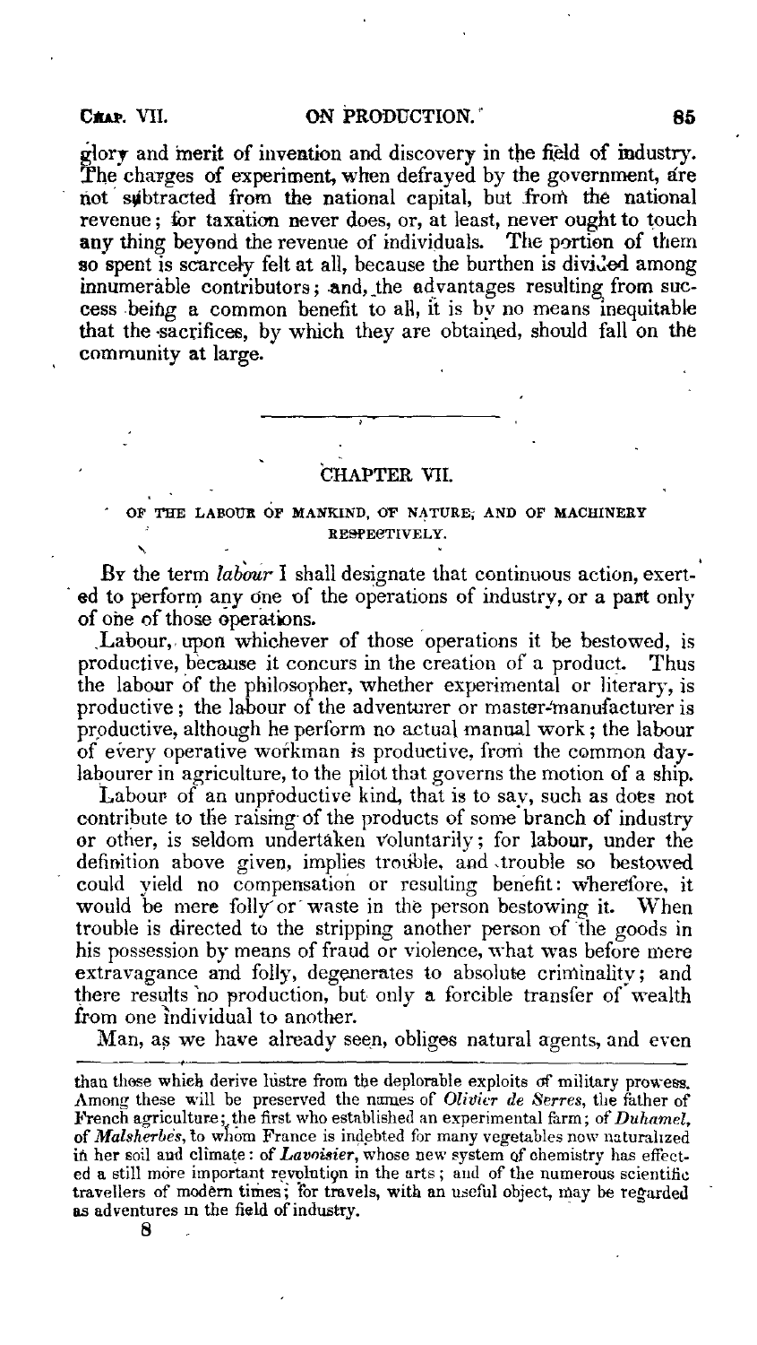glory and merit of invention and discovery in the field of industry. The charges of experiment, when defrayed by the government, are not subtracted from the national capital, but from the national revenue; for taxation never does, or, at least, never ought to touch any thing beyond the revenue of individuals. The portion of them so spent is scarcely felt at all, because the burthen is divided among innumerable contributors; and, the advantages resulting from success being a common benefit to all, it is by no means inequitable that the sacrifices, by which they are obtained, should fall on the community at large.

---

## CHAPTER VII.

### OF THE LABOUR OF MANKIND, OF NATURE, AND OF MACHINERY RESPECTIVELY.

By the term *labour* I shall designate that continuous action, exerted to perform any one of the operations of industry, or a part only of one of those operations.

Labour, upon whichever of those operations it be bestowed, is productive, because it concurs in the creation of a product. Thus the labour of the philosopher, whether experimental or literary, is productive; the labour of the adventurer or master-manufacturer is productive, although he perform no actual manual work; the labour of every operative workman is productive, from the common day-labourer in agriculture, to the pilot that governs the motion of a ship.

Labour of an unproductive kind, that is to say, such as does not contribute to the raising of the products of some branch of industry or other, is seldom undertaken voluntarily; for labour, under the definition above given, implies trouble, and trouble so bestowed could yield no compensation or resulting benefit: wherefore, it would be mere folly or waste in the person bestowing it. When trouble is directed to the stripping another person of the goods in his possession by means of fraud or violence, what was before mere extravagance and folly, degenerates to absolute criminality; and there results no production, but only a forcible transfer of wealth from one individual to another.

Man, as we have already seen, obliges natural agents, and even

---

than those which derive lustre from the deplorable exploits of military prowess. Among these will be preserved the names of *Olivier de Serres*, the father of French agriculture; the first who established an experimental farm; of *Duhamel*, of *Malsherbes*, to whom France is indebted for many vegetables now naturalized in her soil and climate: of *Lavoisier*, whose new system of chemistry has effected a still more important revolution in the arts; and of the numerous scientific travellers of modern times; for travels, with an useful object, may be regarded as adventures in the field of industry.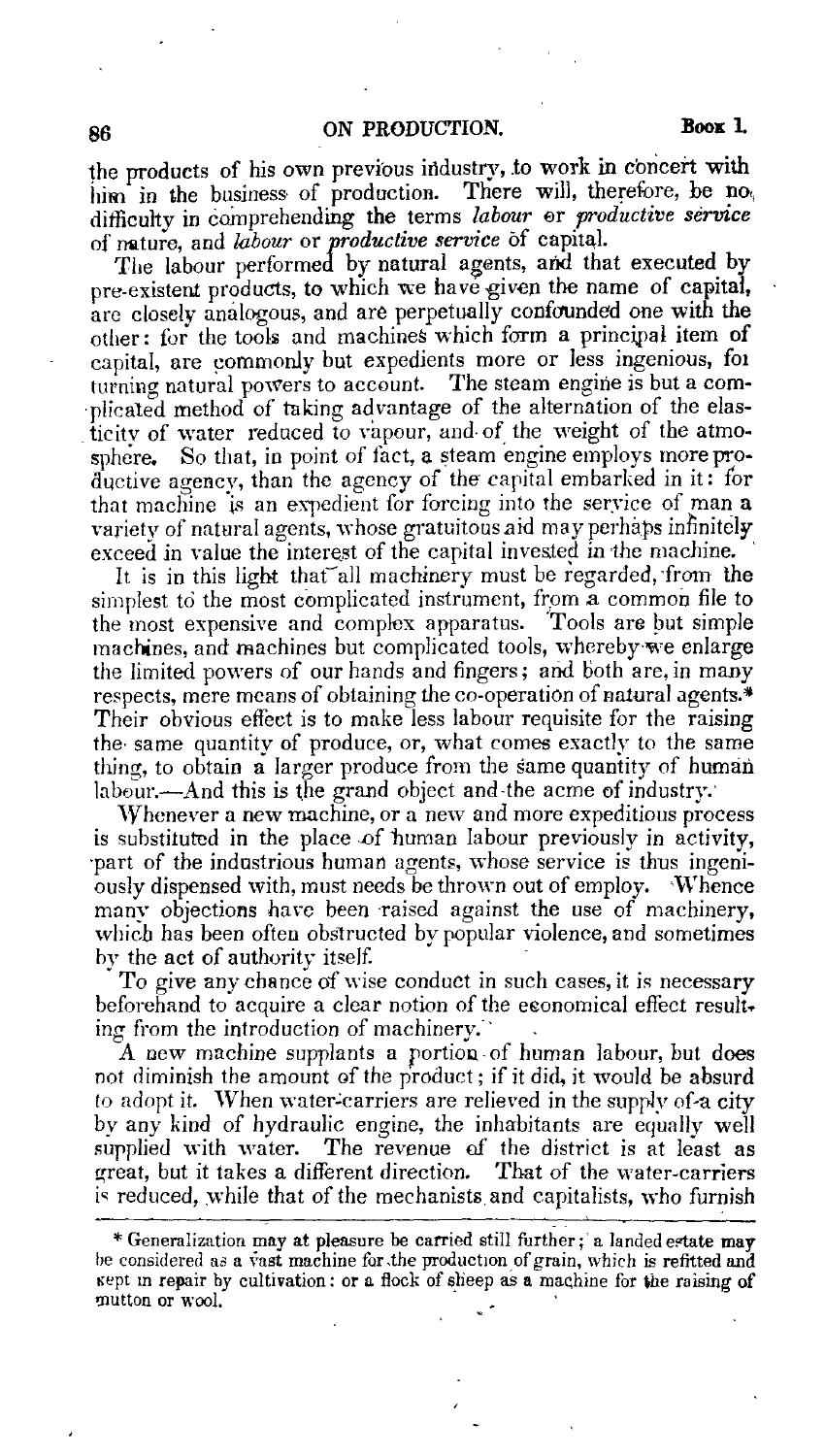the products of his own previous industry, to work in concert with him in the business of production. There will, therefore, be no difficulty in comprehending the terms *labour* or *productive service* of nature, and *labour* or *productive service* of capital.

The labour performed by natural agents, and that executed by pre-existent products, to which we have given the name of capital, are closely analogous, and are perpetually confounded one with the other: for the tools and machines which form a principal item of capital, are commonly but expedients more or less ingenious, for turning natural powers to account. The steam engine is but a complicated method of taking advantage of the alternation of the elasticity of water reduced to vapour, and of the weight of the atmosphere. So that, in point of fact, a steam engine employs more productive agency, than the agency of the capital embarked in it: for that machine is an expedient for forcing into the service of man a variety of natural agents, whose gratuitous aid may perhaps infinitely exceed in value the interest of the capital invested in the machine.

It is in this light that all machinery must be regarded, from the simplest to the most complicated instrument, from a common file to the most expensive and complex apparatus. Tools are but simple machines, and machines but complicated tools, whereby we enlarge the limited powers of our hands and fingers; and both are, in many respects, mere means of obtaining the co-operation of natural agents.* Their obvious effect is to make less labour requisite for the raising the same quantity of produce, or, what comes exactly to the same thing, to obtain a larger produce from the same quantity of human labour.—And this is the grand object and the acme of industry.

Whenever a new machine, or a new and more expeditious process is substituted in the place of human labour previously in activity, part of the industrious human agents, whose service is thus ingeniously dispensed with, must needs be thrown out of employ. Whence many objections have been raised against the use of machinery, which has been often obstructed by popular violence, and sometimes by the act of authority itself.

To give any chance of wise conduct in such cases, it is necessary beforehand to acquire a clear notion of the economical effect resulting from the introduction of machinery.

A new machine supplants a portion of human labour, but does not diminish the amount of the product; if it did, it would be absurd to adopt it. When water-carriers are relieved in the supply of a city by any kind of hydraulic engine, the inhabitants are equally well supplied with water. The revenue of the district is at least as great, but it takes a different direction. That of the water-carriers is reduced, while that of the mechanists and capitalists, who furnish

---

* Generalization may at pleasure be carried still further; a landed estate may be considered as a vast machine for the production of grain, which is refitted and kept in repair by cultivation: or a flock of sheep as a machine for the raising of mutton or wool.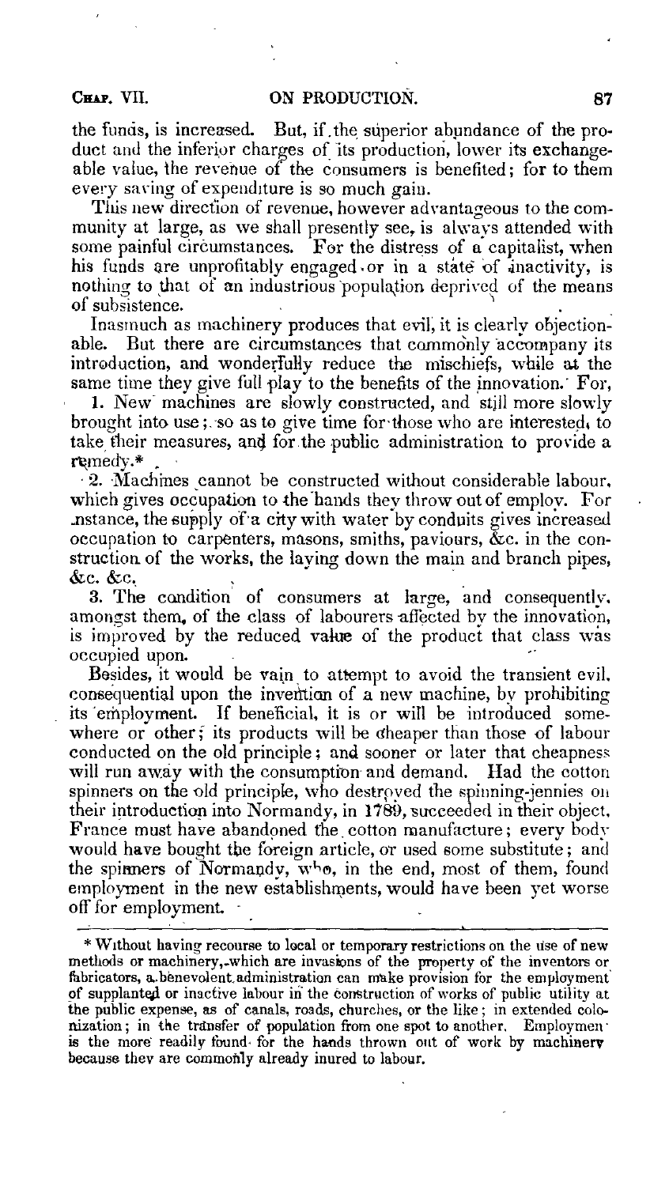the funds, is increased. But, if the superior abundance of the product and the inferior charges of its production, lower its exchangeable value, the revenue of the consumers is benefited; for to them every saving of expenditure is so much gain.

This new direction of revenue, however advantageous to the community at large, as we shall presently see, is always attended with some painful circumstances. For the distress of a capitalist, when his funds are unprofitably engaged or in a state of inactivity, is nothing to that of an industrious population deprived of the means of subsistence.

Inasmuch as machinery produces that evil, it is clearly objectionable. But there are circumstances that commonly accompany its introduction, and wonderfully reduce the mischiefs, while at the same time they give full play to the benefits of the innovation. For,

1. New machines are slowly constructed, and still more slowly brought into use; so as to give time for those who are interested, to take their measures, and for the public administration to provide a remedy.*

2. Machines cannot be constructed without considerable labour, which gives occupation to the hands they throw out of employ. For instance, the supply of a city with water by conduits gives increased occupation to carpenters, masons, smiths, paviours, &c. in the construction of the works, the laying down the main and branch pipes, &c. &c.

3. The condition of consumers at large, and consequently, amongst them, of the class of labourers affected by the innovation, is improved by the reduced value of the product that class was occupied upon.

Besides, it would be vain to attempt to avoid the transient evil, consequential upon the invention of a new machine, by prohibiting its employment. If beneficial, it is or will be introduced somewhere or other; its products will be cheaper than those of labour conducted on the old principle; and sooner or later that cheapness will run away with the consumption and demand. Had the cotton spinners on the old principle, who destroyed the spinning-jennies on their introduction into Normandy, in 1789, succeeded in their object, France must have abandoned the cotton manufacture; every body would have bought the foreign article, or used some substitute; and the spinners of Normandy, who, in the end, most of them, found employment in the new establishments, would have been yet worse off for employment.

---

* Without having recourse to local or temporary restrictions on the use of new methods or machinery, which are invasions of the property of the inventors or fabricators, a benevolent administration can make provision for the employment of supplanted or inactive labour in the construction of works of public utility at the public expense, as of canals, roads, churches, or the like; in extended colonization; in the transfer of population from one spot to another. Employment is the more readily found for the hands thrown out of work by machinery because they are commonly already inured to labour.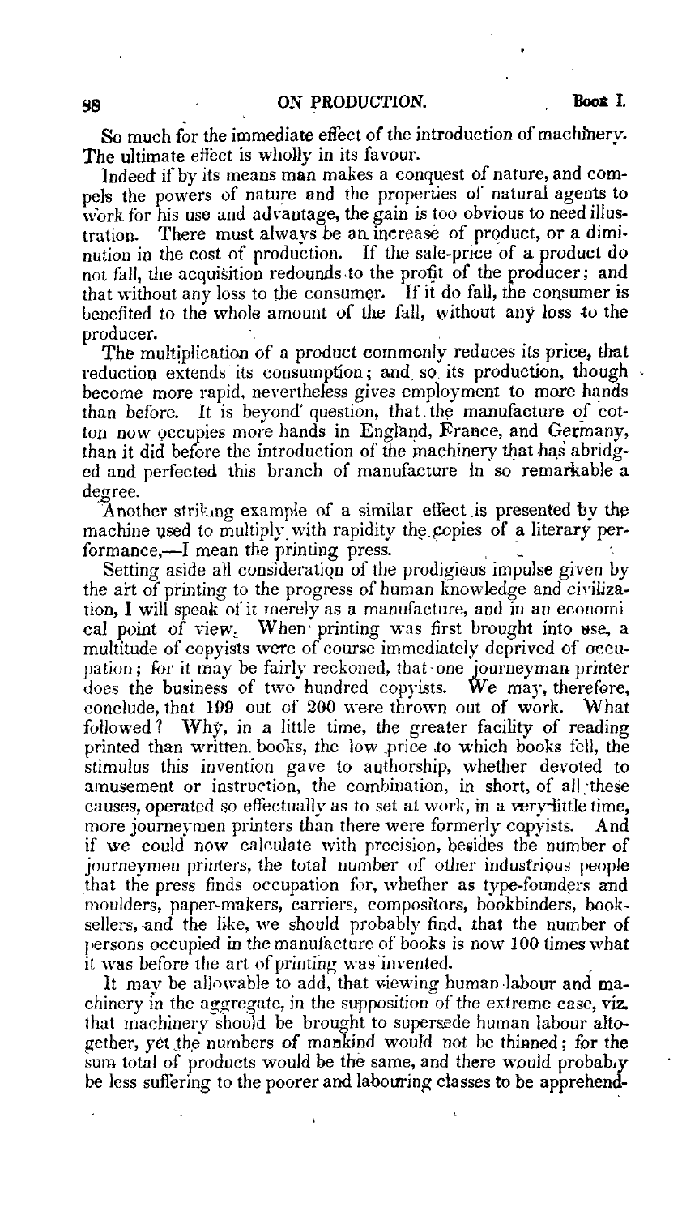So much for the immediate effect of the introduction of machinery. The ultimate effect is wholly in its favour.

Indeed if by its means man makes a conquest of nature, and compels the powers of nature and the properties of natural agents to work for his use and advantage, the gain is too obvious to need illustration. There must always be an increase of product, or a diminution in the cost of production. If the sale-price of a product do not fall, the acquisition redounds to the profit of the producer; and that without any loss to the consumer. If it do fall, the consumer is benefited to the whole amount of the fall, without any loss to the producer.

The multiplication of a product commonly reduces its price, that reduction extends its consumption; and so its production, though become more rapid, nevertheless gives employment to more hands than before. It is beyond question, that the manufacture of cotton now occupies more hands in England, France, and Germany, than it did before the introduction of the machinery that has abridged and perfected this branch of manufacture in so remarkable a degree.

Another striking example of a similar effect is presented by the machine used to multiply with rapidity the copies of a literary performance,—I mean the printing press.

Setting aside all consideration of the prodigious impulse given by the art of printing to the progress of human knowledge and civilization, I will speak of it merely as a manufacture, and in an economical point of view. When printing was first brought into use, a multitude of copyists were of course immediately deprived of occupation; for it may be fairly reckoned, that one journeyman printer does the business of two hundred copyists. We may, therefore, conclude, that 199 out of 200 were thrown out of work. What followed? Why, in a little time, the greater facility of reading printed than written books, the low price to which books fell, the stimulus this invention gave to authorship, whether devoted to amusement or instruction, the combination, in short, of all these causes, operated so effectually as to set at work, in a very little time, more journeymen printers than there were formerly copyists. And if we could now calculate with precision, besides the number of journeymen printers, the total number of other industrious people that the press finds occupation for, whether as type-founders and moulders, paper-makers, carriers, compositors, bookbinders, booksellers, and the like, we should probably find, that the number of persons occupied in the manufacture of books is now 100 times what it was before the art of printing was invented.

It may be allowable to add, that viewing human labour and machinery in the aggregate, in the supposition of the extreme case, viz. that machinery should be brought to supersede human labour altogether, yet the numbers of mankind would not be thinned; for the sum total of products would be the same, and there would probably be less suffering to the poorer and labouring classes to be apprehend-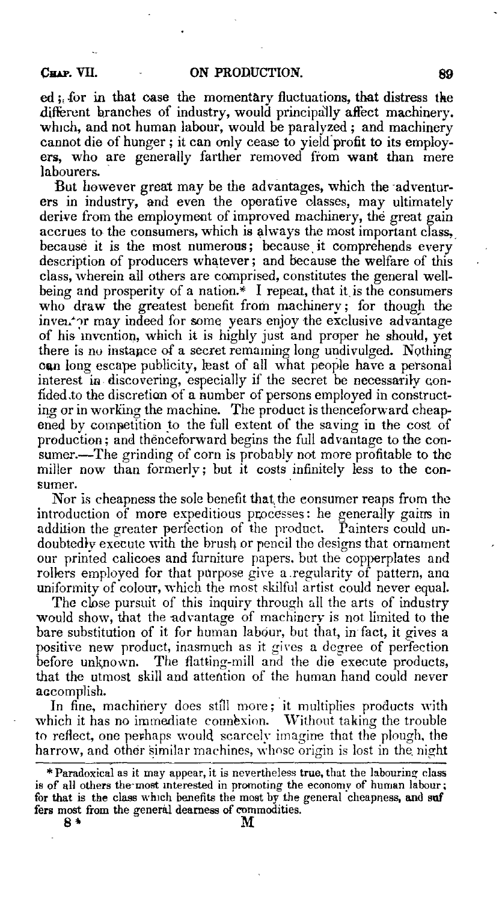ed; for in that case the momentary fluctuations, that distress the different branches of industry, would principally affect machinery. which, and not human labour, would be paralyzed; and machinery cannot die of hunger; it can only cease to yield profit to its employers, who are generally farther removed from want than mere labourers.

But however great may be the advantages, which the adventurers in industry, and even the operative classes, may ultimately derive from the employment of improved machinery, the great gain accrues to the consumers, which is always the most important class, because it is the most numerous; because it comprehends every description of producers whatever; and because the welfare of this class, wherein all others are comprised, constitutes the general well-being and prosperity of a nation.* I repeat, that it is the consumers who draw the greatest benefit from machinery; for though the inventor may indeed for some years enjoy the exclusive advantage of his invention, which it is highly just and proper he should, yet there is no instance of a secret remaining long undivulged. Nothing can long escape publicity, least of all what people have a personal interest in discovering, especially if the secret be necessarily confided to the discretion of a number of persons employed in constructing or in working the machine. The product is thenceforward cheapened by competition to the full extent of the saving in the cost of production; and thenceforward begins the full advantage to the consumer.—The grinding of corn is probably not more profitable to the miller now than formerly; but it costs infinitely less to the consumer.

Nor is cheapness the sole benefit that the consumer reaps from the introduction of more expeditious processes: he generally gains in addition the greater perfection of the product. Painters could undoubtedly execute with the brush or pencil the designs that ornament our printed calicoes and furniture papers. but the copperplates and rollers employed for that purpose give a regularity of pattern, and uniformity of colour, which the most skilful artist could never equal.

The close pursuit of this inquiry through all the arts of industry would show, that the advantage of machinery is not limited to the bare substitution of it for human labour, but that, in fact, it gives a positive new product, inasmuch as it gives a degree of perfection before unknown. The flatting-mill and the die execute products, that the utmost skill and attention of the human hand could never accomplish.

In fine, machinery does still more; it multiplies products with which it has no immediate connexion. Without taking the trouble to reflect, one perhaps would scarcely imagine that the plough, the harrow, and other similar machines, whose origin is lost in the night

* Paradoxical as it may appear, it is nevertheless true, that the labouring class is of all others the most interested in promoting the economy of human labour; for that is the class which benefits the most by the general cheapness, and suffers most from the general dearness of commodities.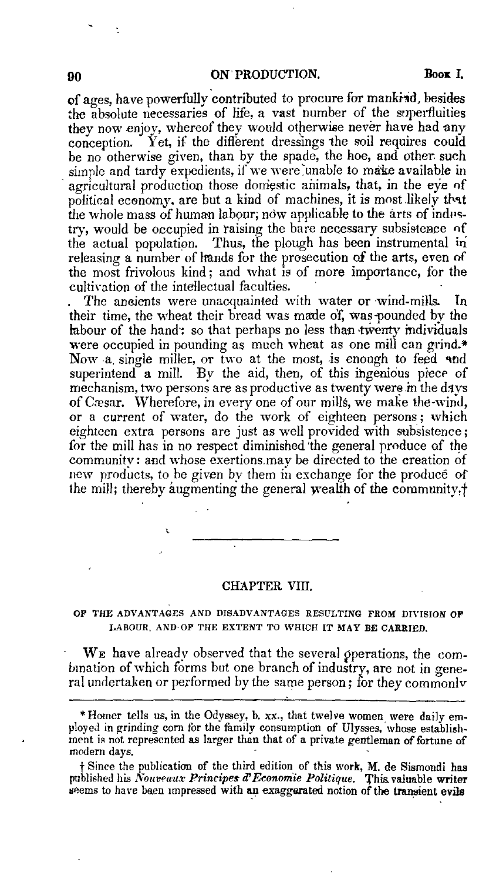of ages, have powerfully contributed to procure for mankind, besides the absolute necessaries of life, a vast number of the superfluities they now enjoy, whereof they would otherwise never have had any conception. Yet, if the different dressings the soil requires could be no otherwise given, than by the spade, the hoe, and other such simple and tardy expedients, if we were unable to make available in agricultural production those domestic animals, that, in the eye of political economy, are but a kind of machines, it is most likely that the whole mass of human labour, now applicable to the arts of industry, would be occupied in raising the bare necessary subsistence of the actual population. Thus, the plough has been instrumental in releasing a number of hands for the prosecution of the arts, even of the most frivolous kind; and what is of more importance, for the cultivation of the intellectual faculties.

The ancients were unacquainted with water or wind-mills. In their time, the wheat their bread was made of, was pounded by the labour of the hand: so that perhaps no less than twenty individuals were occupied in pounding as much wheat as one mill can grind.* Now a single miller, or two at the most, is enough to feed and superintend a mill. By the aid, then, of this ingenious piece of mechanism, two persons are as productive as twenty were in the days of Cæsar. Wherefore, in every one of our mills, we make the wind, or a current of water, do the work of eighteen persons; which eighteen extra persons are just as well provided with subsistence; for the mill has in no respect diminished the general produce of the community: and whose exertions may be directed to the creation of new products, to be given by them in exchange for the produce of the mill; thereby augmenting the general wealth of the community.†

---

## CHAPTER VIII.

### OF THE ADVANTAGES AND DISADVANTAGES RESULTING FROM DIVISION OF LABOUR, AND OF THE EXTENT TO WHICH IT MAY BE CARRIED.

We have already observed that the several operations, the combination of which forms but one branch of industry, are not in general undertaken or performed by the same person; for they commonly

---

* Homer tells us, in the Odyssey, b. xx., that twelve women were daily employed in grinding corn for the family consumption of Ulysses, whose establishment is not represented as larger than that of a private gentleman of fortune of modern days.

† Since the publication of the third edition of this work, M. de Sismondi has published his *Nouveaux Principes d'Economie Politique*. This valuable writer seems to have been impressed with an exaggerated notion of the transient evils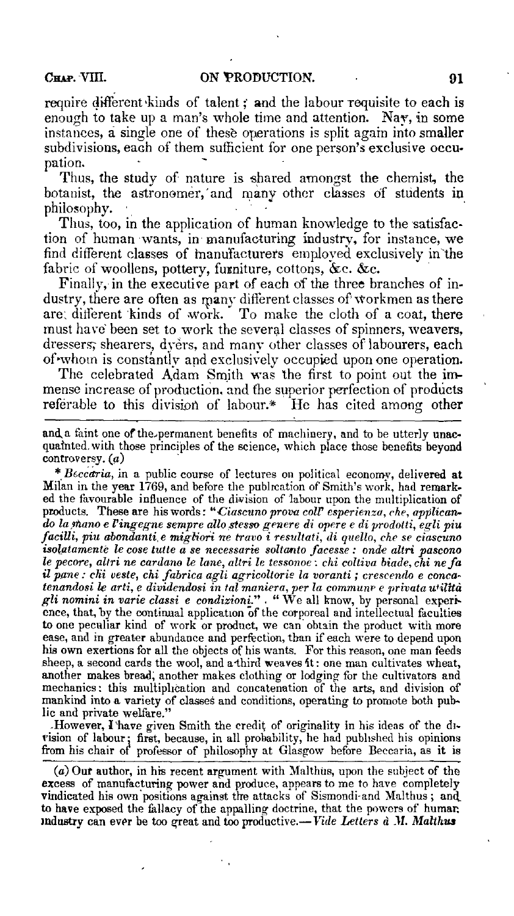require different kinds of talent; and the labour requisite to each is enough to take up a man's whole time and attention. Nay, in some instances, a single one of these operations is split again into smaller subdivisions, each of them sufficient for one person's exclusive occupation.

Thus, the study of nature is shared amongst the chemist, the botanist, the astronomer, and many other classes of students in philosophy.

Thus, too, in the application of human knowledge to the satisfaction of human wants, in manufacturing industry, for instance, we find different classes of manufacturers employed exclusively in the fabric of woollens, pottery, furniture, cottons, &c. &c.

Finally, in the executive part of each of the three branches of industry, there are often as many different classes of workmen as there are different kinds of work. To make the cloth of a coat, there must have been set to work the several classes of spinners, weavers, dressers, shearers, dyers, and many other classes of labourers, each of whom is constantly and exclusively occupied upon one operation.

The celebrated Adam Smith was the first to point out the immense increase of production, and the superior perfection of products referable to this division of labour.* He has cited among other

---

and a faint one of the permanent benefits of machinery, and to be utterly unacquainted with those principles of the science, which place those benefits beyond controversy. (a)

\* *Beccaria*, in a public course of lectures on political economy, delivered at Milan in the year 1769, and before the publication of Smith's work, had remarked the favourable influence of the division of labour upon the multiplication of products. These are his words: "*Ciascuno prova coll' esperienza, che, applicando la mano e l'ingegne sempre allo stesso genere di opere e di prodotti, egli piu facilli, piu abondanti, e migliori ne travo i resultati, di quello, che se ciascuno isolatamente le cose tutte a se necessarie soltanto facesse: onde altri pascono le pecore, altri ne cardano le lane, altri le tessonoe: chi coltiva biade, chi ne fa il pane: chi veste, chi fabrica agli agricoltorie la voranti; crescendo e concatenandosi le arti, e dividendosi in tal maniera, per la commune e privata utilità gli nomini in varie classi e condizioni.*" "We all know, by personal experience, that, by the continual application of the corporeal and intellectual faculties to one peculiar kind of work or product, we can obtain the product with more ease, and in greater abundance and perfection, than if each were to depend upon his own exertions for all the objects of his wants. For this reason, one man feeds sheep, a second cards the wool, and a third weaves it: one man cultivates wheat, another makes bread, another makes clothing or lodging for the cultivators and mechanics: this multiplication and concatenation of the arts, and division of mankind into a variety of classes and conditions, operating to promote both public and private welfare."

However, I have given Smith the credit of originality in his ideas of the division of labour; first, because, in all probability, he had published his opinions from his chair of professor of philosophy at Glasgow before Beccaria, as it is

---

(a) Our author, in his recent argument with Malthus, upon the subject of the excess of manufacturing power and produce, appears to me to have completely vindicated his own positions against the attacks of Sismondi and Malthus; and to have exposed the fallacy of the appalling doctrine, that the powers of human industry can ever be too great and too productive.—*Vide Letters à M. Malthus*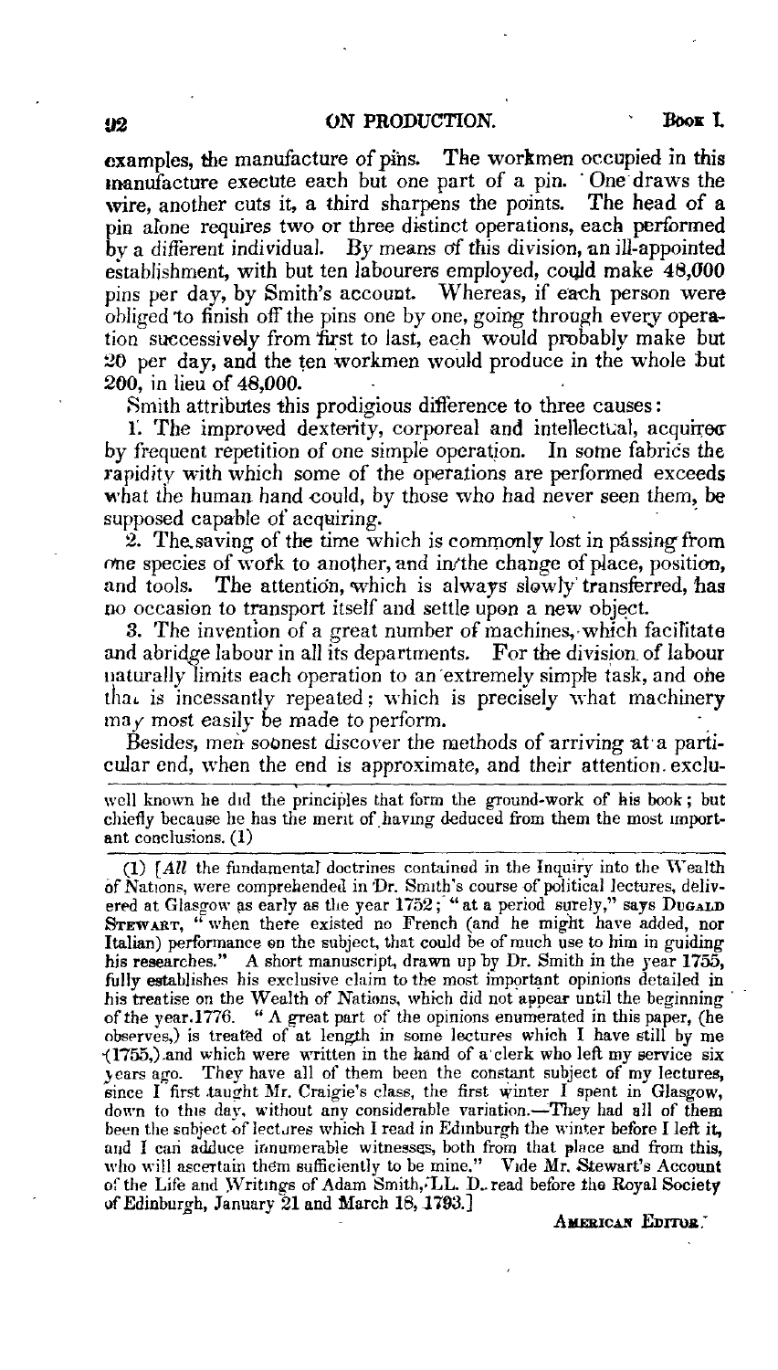examples, the manufacture of pins. The workmen occupied in this manufacture execute each but one part of a pin. One draws the wire, another cuts it, a third sharpens the points. The head of a pin alone requires two or three distinct operations, each performed by a different individual. By means of this division, an ill-appointed establishment, with but ten labourers employed, could make 48,000 pins per day, by Smith's account. Whereas, if each person were obliged to finish off the pins one by one, going through every operation successively from first to last, each would probably make but 20 per day, and the ten workmen would produce in the whole but 200, in lieu of 48,000.

Smith attributes this prodigious difference to three causes:

1. The improved dexterity, corporeal and intellectual, acquired by frequent repetition of one simple operation. In some fabrics the rapidity with which some of the operations are performed exceeds what the human hand could, by those who had never seen them, be supposed capable of acquiring.

2. The saving of the time which is commonly lost in passing from one species of work to another, and in the change of place, position, and tools. The attention, which is always slowly transferred, has no occasion to transport itself and settle upon a new object.

3. The invention of a great number of machines, which facilitate and abridge labour in all its departments. For the division of labour naturally limits each operation to an extremely simple task, and one that is incessantly repeated; which is precisely what machinery may most easily be made to perform.

Besides, men soonest discover the methods of arriving at a particular end, when the end is approximate, and their attention exclu-

---

well known he did the principles that form the ground-work of his book; but chiefly because he has the merit of having deduced from them the most important conclusions. (1)

(1) [*All* the fundamental doctrines contained in the Inquiry into the Wealth of Nations, were comprehended in Dr. Smith's course of political lectures, delivered at Glasgow as early as the year 1752; "at a period surely," says Dugald Stewart, "when there existed no French (and he might have added, nor Italian) performance on the subject, that could be of much use to him in guiding his researches." A short manuscript, drawn up by Dr. Smith in the year 1755, fully establishes his exclusive claim to the most important opinions detailed in his treatise on the Wealth of Nations, which did not appear until the beginning of the year 1776. "A great part of the opinions enumerated in this paper, (he observes,) is treated of at length in some lectures which I have still by me (1755,) and which were written in the hand of a clerk who left my service six years ago. They have all of them been the constant subject of my lectures, since I first taught Mr. Craigie's class, the first winter I spent in Glasgow, down to this day, without any considerable variation.—They had all of them been the subject of lectures which I read in Edinburgh the winter before I left it, and I can adduce innumerable witnesses, both from that place and from this, who will ascertain them sufficiently to be mine." Vide Mr. Stewart's Account of the Life and Writings of Adam Smith, LL. D. read before the Royal Society of Edinburgh, January 21 and March 18, 1793.]

American Editor.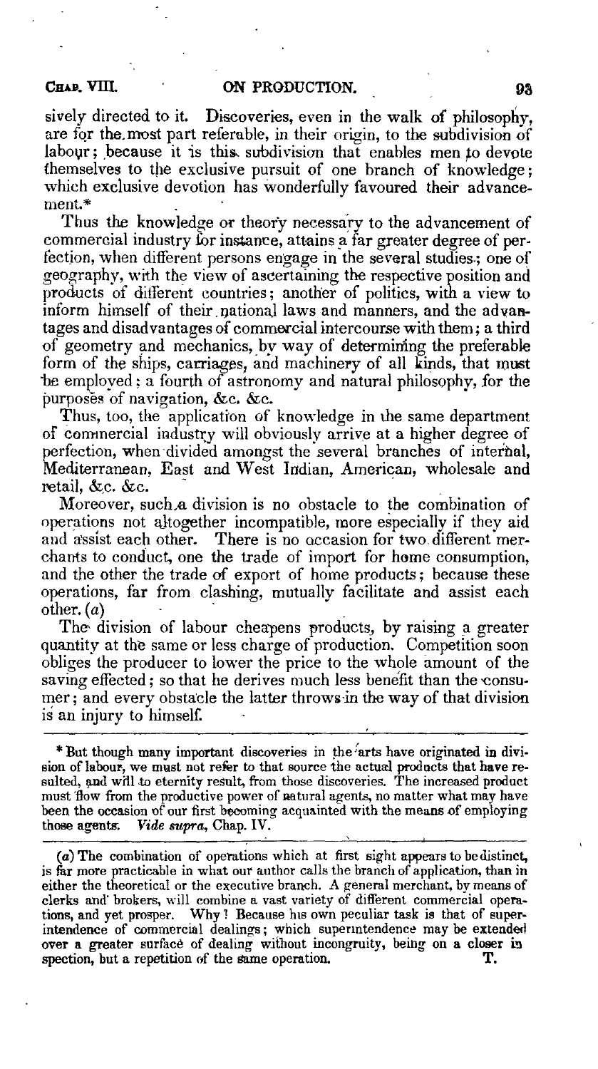sively directed to it. Discoveries, even in the walk of philosophy, are for the most part referable, in their origin, to the subdivision of labour; because it is this subdivision that enables men to devote themselves to the exclusive pursuit of one branch of knowledge; which exclusive devotion has wonderfully favoured their advancement.*

Thus the knowledge or theory necessary to the advancement of commercial industry for instance, attains a far greater degree of perfection, when different persons engage in the several studies; one of geography, with the view of ascertaining the respective position and products of different countries; another of politics, with a view to inform himself of their national laws and manners, and the advantages and disadvantages of commercial intercourse with them; a third of geometry and mechanics, by way of determining the preferable form of the ships, carriages, and machinery of all kinds, that must be employed; a fourth of astronomy and natural philosophy, for the purposes of navigation, &c. &c.

Thus, too, the application of knowledge in the same department of commercial industry will obviously arrive at a higher degree of perfection, when divided amongst the several branches of internal, Mediterranean, East and West Indian, American, wholesale and retail, &c. &c.

Moreover, such a division is no obstacle to the combination of operations not altogether incompatible, more especially if they aid and assist each other. There is no occasion for two different merchants to conduct, one the trade of import for home consumption, and the other the trade of export of home products; because these operations, far from clashing, mutually facilitate and assist each other. (a)

The division of labour cheapens products, by raising a greater quantity at the same or less charge of production. Competition soon obliges the producer to lower the price to the whole amount of the saving effected; so that he derives much less benefit than the consumer; and every obstacle the latter throws in the way of that division is an injury to himself.

---

* But though many important discoveries in the arts have originated in division of labour, we must not refer to that source the actual products that have resulted, and will to eternity result, from those discoveries. The increased product must flow from the productive power of natural agents, no matter what may have been the occasion of our first becoming acquainted with the means of employing those agents. *Vide supra*, Chap. IV.

(a) The combination of operations which at first sight appears to be distinct, is far more practicable in what our author calls the branch of application, than in either the theoretical or the executive branch. A general merchant, by means of clerks and brokers, will combine a vast variety of different commercial operations, and yet prosper. Why? Because his own peculiar task is that of superintendence of commercial dealings; which superintendence may be extended over a greater surface of dealing without incongruity, being on a closer inspection, but a repetition of the same operation. T.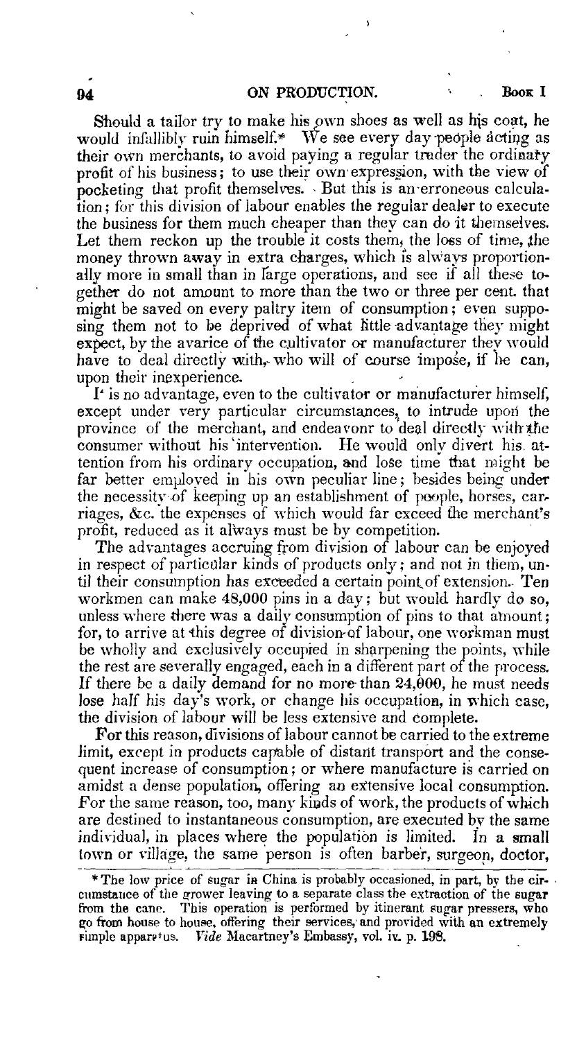Should a tailor try to make his own shoes as well as his coat, he would infallibly ruin himself.* We see every day people acting as their own merchants, to avoid paying a regular trader the ordinary profit of his business; to use their own expression, with the view of pocketing that profit themselves. But this is an erroneous calculation; for this division of labour enables the regular dealer to execute the business for them much cheaper than they can do it themselves. Let them reckon up the trouble it costs them, the loss of time, the money thrown away in extra charges, which is always proportionally more in small than in large operations, and see if all these together do not amount to more than the two or three per cent. that might be saved on every paltry item of consumption; even supposing them not to be deprived of what little advantage they might expect, by the avarice of the cultivator or manufacturer they would have to deal directly with, who will of course impose, if he can, upon their inexperience.

It is no advantage, even to the cultivator or manufacturer himself, except under very particular circumstances, to intrude upon the province of the merchant, and endeavour to deal directly with the consumer without his intervention. He would only divert his attention from his ordinary occupation, and lose time that might be far better employed in his own peculiar line; besides being under the necessity of keeping up an establishment of people, horses, carriages, &c. the expenses of which would far exceed the merchant's profit, reduced as it always must be by competition.

The advantages accruing from division of labour can be enjoyed in respect of particular kinds of products only; and not in them, until their consumption has exceeded a certain point of extension. Ten workmen can make 48,000 pins in a day; but would hardly do so, unless where there was a daily consumption of pins to that amount; for, to arrive at this degree of division of labour, one workman must be wholly and exclusively occupied in sharpening the points, while the rest are severally engaged, each in a different part of the process. If there be a daily demand for no more than 24,000, he must needs lose half his day's work, or change his occupation, in which case, the division of labour will be less extensive and complete.

For this reason, divisions of labour cannot be carried to the extreme limit, except in products capable of distant transport and the consequent increase of consumption; or where manufacture is carried on amidst a dense population, offering an extensive local consumption. For the same reason, too, many kinds of work, the products of which are destined to instantaneous consumption, are executed by the same individual, in places where the population is limited. In a small town or village, the same person is often barber, surgeon, doctor,

* The low price of sugar in China is probably occasioned, in part, by the circumstance of the grower leaving to a separate class the extraction of the sugar from the cane. This operation is performed by itinerant sugar pressers, who go from house to house, offering their services, and provided with an extremely simple apparatus. *Vide* Macartney's Embassy, vol. iv. p. 198.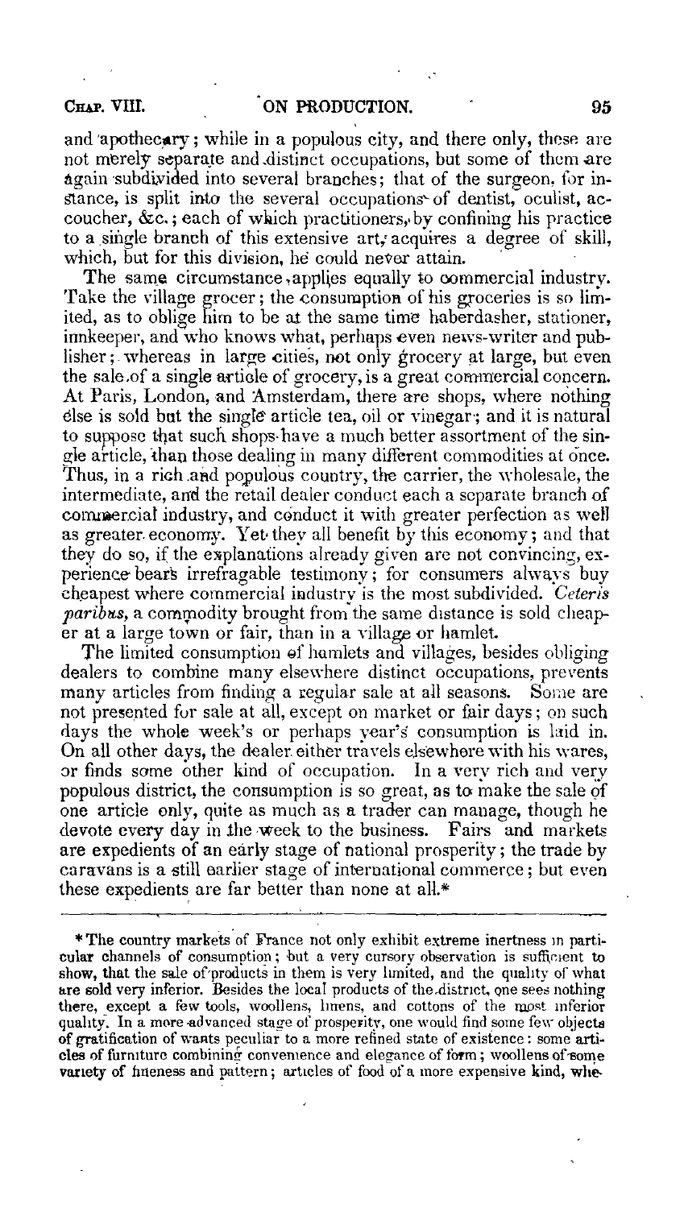and apothecary; while in a populous city, and there only, these are not merely separate and distinct occupations, but some of them are again subdivided into several branches; that of the surgeon, for instance, is split into the several occupations of dentist, oculist, accoucher, &c.; each of which practitioners, by confining his practice to a single branch of this extensive art, acquires a degree of skill, which, but for this division, he could never attain.

The same circumstance applies equally to commercial industry. Take the village grocer; the consumption of his groceries is so limited, as to oblige him to be at the same time haberdasher, stationer, innkeeper, and who knows what, perhaps even news-writer and publisher; whereas in large cities, not only grocery at large, but even the sale of a single article of grocery, is a great commercial concern. At Paris, London, and Amsterdam, there are shops, where nothing else is sold but the single article tea, oil or vinegar; and it is natural to suppose that such shops have a much better assortment of the single article, than those dealing in many different commodities at once. Thus, in a rich and populous country, the carrier, the wholesale, the intermediate, and the retail dealer conduct each a separate branch of commercial industry, and conduct it with greater perfection as well as greater economy. Yet they all benefit by this economy; and that they do so, if the explanations already given are not convincing, experience bears irrefragable testimony; for consumers always buy cheapest where commercial industry is the most subdivided. *Ceteris paribus*, a commodity brought from the same distance is sold cheaper at a large town or fair, than in a village or hamlet.

The limited consumption of hamlets and villages, besides obliging dealers to combine many elsewhere distinct occupations, prevents many articles from finding a regular sale at all seasons. Some are not presented for sale at all, except on market or fair days; on such days the whole week's or perhaps year's consumption is laid in. On all other days, the dealer either travels elsewhere with his wares, or finds some other kind of occupation. In a very rich and very populous district, the consumption is so great, as to make the sale of one article only, quite as much as a trader can manage, though he devote every day in the week to the business. Fairs and markets are expedients of an early stage of national prosperity; the trade by caravans is a still earlier stage of international commerce; but even these expedients are far better than none at all.*

---

* The country markets of France not only exhibit extreme inertness in particular channels of consumption; but a very cursory observation is sufficient to show, that the sale of products in them is very limited, and the quality of what are sold very inferior. Besides the local products of the district, one sees nothing there, except a few tools, woollens, linens, and cottons of the most inferior quality. In a more advanced stage of prosperity, one would find some few objects of gratification of wants peculiar to a more refined state of existence: some articles of furniture combining convenience and elegance of form; woollens of some variety of fineness and pattern; articles of food of a more expensive kind, whe-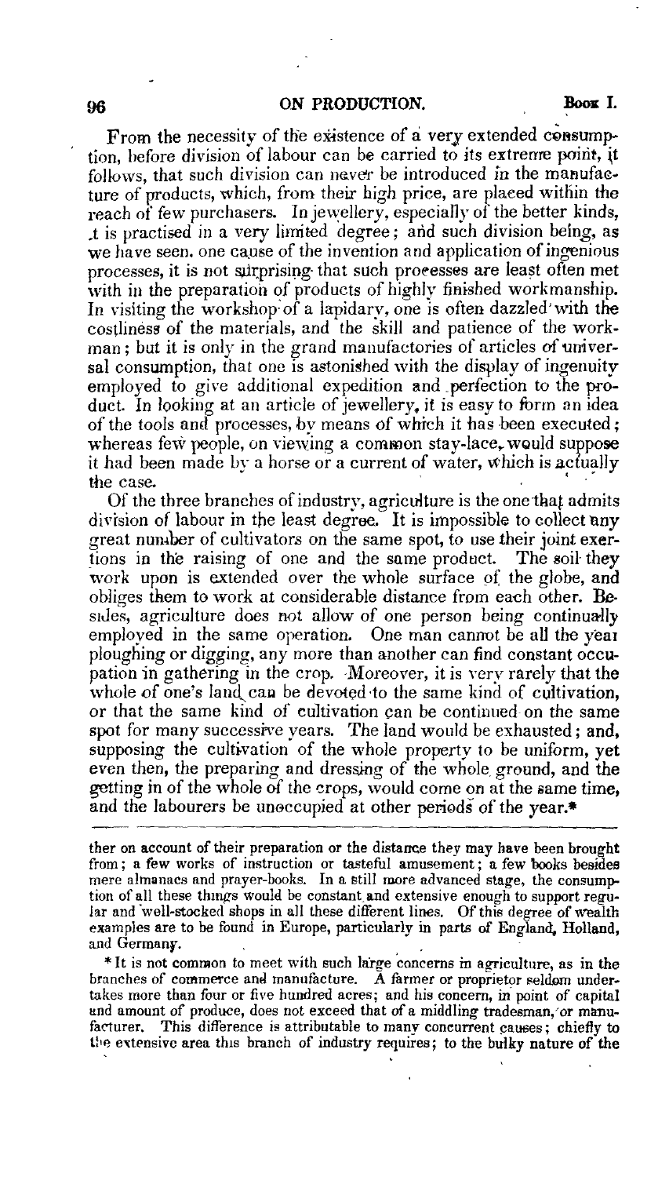From the necessity of the existence of a very extended consumption, before division of labour can be carried to its extreme point, it follows, that such division can never be introduced in the manufacture of products, which, from their high price, are placed within the reach of few purchasers. In jewellery, especially of the better kinds, it is practised in a very limited degree; and such division being, as we have seen, one cause of the invention and application of ingenious processes, it is not surprising that such processes are least often met with in the preparation of products of highly finished workmanship. In visiting the workshop of a lapidary, one is often dazzled with the costliness of the materials, and the skill and patience of the workman; but it is only in the grand manufactories of articles of universal consumption, that one is astonished with the display of ingenuity employed to give additional expedition and perfection to the product. In looking at an article of jewellery, it is easy to form an idea of the tools and processes, by means of which it has been executed; whereas few people, on viewing a common stay-lace, would suppose it had been made by a horse or a current of water, which is actually the case.

Of the three branches of industry, agriculture is the one that admits division of labour in the least degree. It is impossible to collect any great number of cultivators on the same spot, to use their joint exertions in the raising of one and the same product. The soil they work upon is extended over the whole surface of the globe, and obliges them to work at considerable distance from each other. Besides, agriculture does not allow of one person being continually employed in the same operation. One man cannot be all the year ploughing or digging, any more than another can find constant occupation in gathering in the crop. Moreover, it is very rarely that the whole of one's land can be devoted to the same kind of cultivation, or that the same kind of cultivation can be continued on the same spot for many successive years. The land would be exhausted; and, supposing the cultivation of the whole property to be uniform, yet even then, the preparing and dressing of the whole ground, and the getting in of the whole of the crops, would come on at the same time, and the labourers be unoccupied at other periods of the year.*

---

ther on account of their preparation or the distance they may have been brought from; a few works of instruction or tasteful amusement; a few books besides mere almanacs and prayer-books. In a still more advanced stage, the consumption of all these things would be constant and extensive enough to support regular and well-stocked shops in all these different lines. Of this degree of wealth examples are to be found in Europe, particularly in parts of England, Holland, and Germany.

* It is not common to meet with such large concerns in agriculture, as in the branches of commerce and manufacture. A farmer or proprietor seldom undertakes more than four or five hundred acres; and his concern, in point of capital and amount of produce, does not exceed that of a middling tradesman, or manufacturer. This difference is attributable to many concurrent causes; chiefly to the extensive area this branch of industry requires; to the bulky nature of the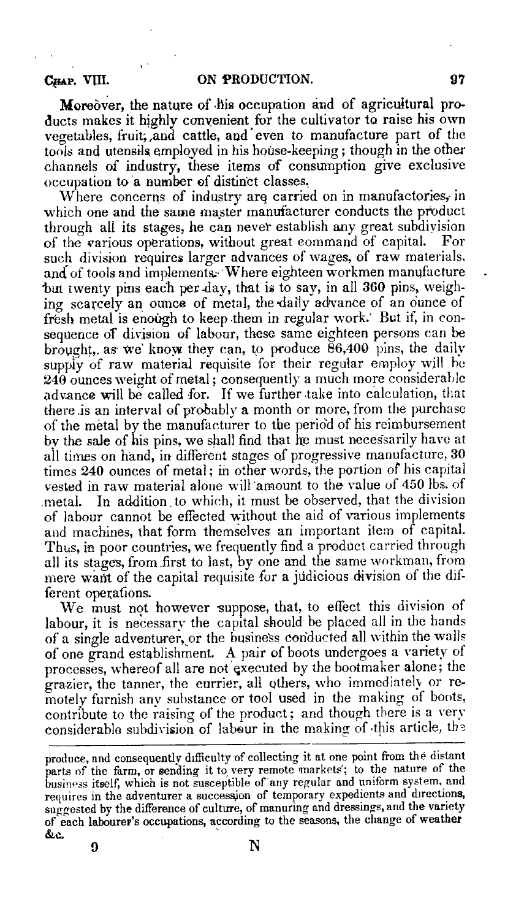Moreover, the nature of his occupation and of agricultural products makes it highly convenient for the cultivator to raise his own vegetables, fruit, and cattle, and even to manufacture part of the tools and utensils employed in his house-keeping; though in the other channels of industry, these items of consumption give exclusive occupation to a number of distinct classes.

Where concerns of industry are carried on in manufactories, in which one and the same master manufacturer conducts the product through all its stages, he can never establish any great subdivision of the various operations, without great command of capital. For such division requires larger advances of wages, of raw materials, and of tools and implements. Where eighteen workmen manufacture but twenty pins each per day, that is to say, in all 360 pins, weighing scarcely an ounce of metal, the daily advance of an ounce of fresh metal is enough to keep them in regular work. But if, in consequence of division of labour, these same eighteen persons can be brought, as we know they can, to produce 86,400 pins, the daily supply of raw material requisite for their regular employ will be 240 ounces weight of metal; consequently a much more considerable advance will be called for. If we further take into calculation, that there is an interval of probably a month or more, from the purchase of the metal by the manufacturer to the period of his reimbursement by the sale of his pins, we shall find that he must necessarily have at all times on hand, in different stages of progressive manufacture, 30 times 240 ounces of metal; in other words, the portion of his capital vested in raw material alone will amount to the value of 450 lbs. of metal. In addition to which, it must be observed, that the division of labour cannot be effected without the aid of various implements and machines, that form themselves an important item of capital. Thus, in poor countries, we frequently find a product carried through all its stages, from first to last, by one and the same workman, from mere want of the capital requisite for a judicious division of the different operations.

We must not however suppose, that, to effect this division of labour, it is necessary the capital should be placed all in the hands of a single adventurer, or the business conducted all within the walls of one grand establishment. A pair of boots undergoes a variety of processes, whereof all are not executed by the bootmaker alone; the grazier, the tanner, the currier, all others, who immediately or remotely furnish any substance or tool used in the making of boots, contribute to the raising of the product; and though there is a very considerable subdivision of labour in the making of this article, the

---

produce, and consequently difficulty of collecting it at one point from the distant parts of the farm, or sending it to very remote markets; to the nature of the business itself, which is not susceptible of any regular and uniform system, and requires in the adventurer a succession of temporary expedients and directions, suggested by the difference of culture, of manuring and dressings, and the variety of each labourer's occupations, according to the seasons, the change of weather &c.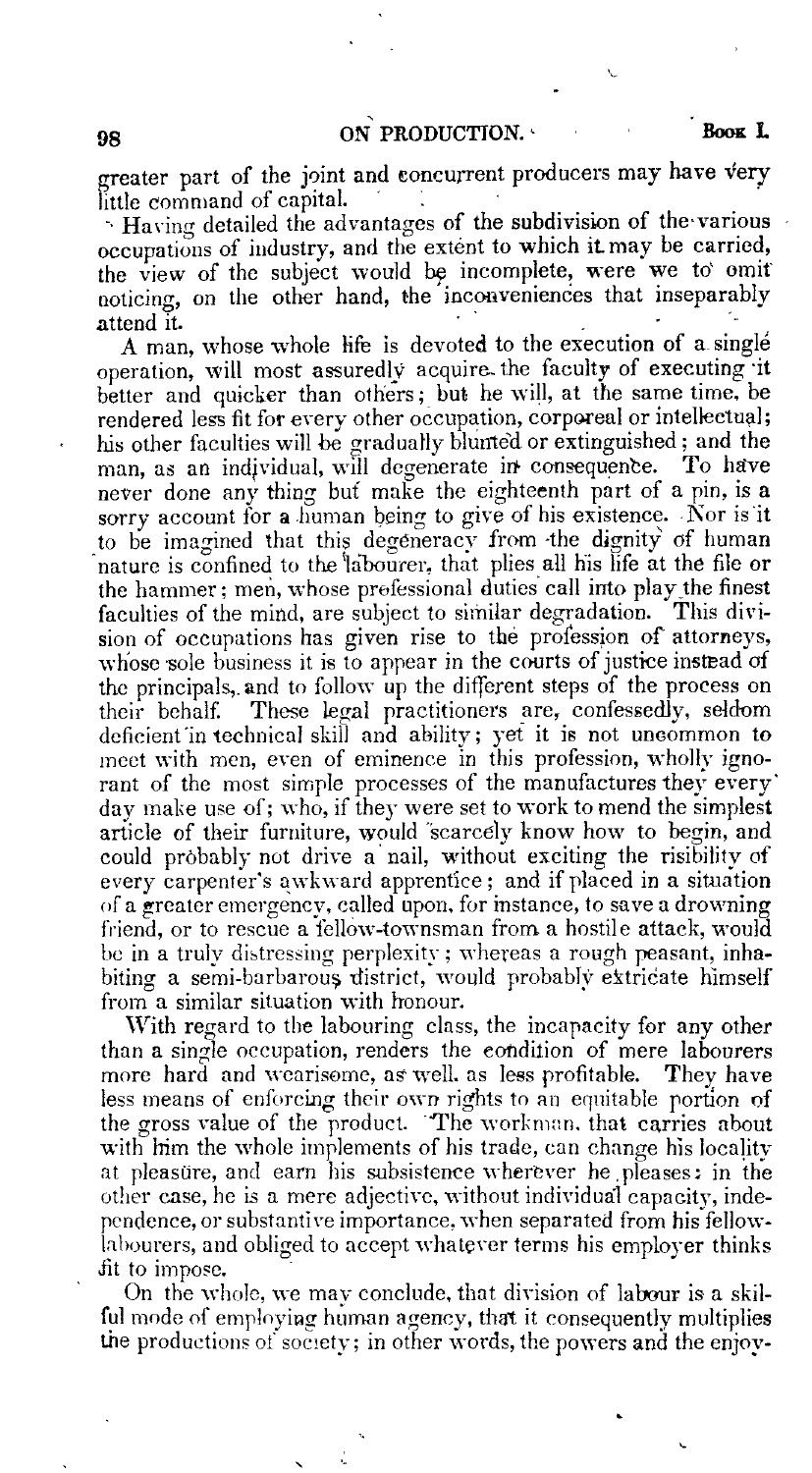greater part of the joint and concurrent producers may have very little command of capital.

Having detailed the advantages of the subdivision of the various occupations of industry, and the extent to which it may be carried, the view of the subject would be incomplete, were we to omit noticing, on the other hand, the inconveniences that inseparably attend it.

A man, whose whole life is devoted to the execution of a single operation, will most assuredly acquire the faculty of executing it better and quicker than others; but he will, at the same time, be rendered less fit for every other occupation, corporeal or intellectual; his other faculties will be gradually blunted or extinguished; and the man, as an individual, will degenerate in consequence. To have never done any thing but make the eighteenth part of a pin, is a sorry account for a human being to give of his existence. Nor is it to be imagined that this degeneracy from the dignity of human nature is confined to the labourer, that plies all his life at the file or the hammer; men, whose professional duties call into play the finest faculties of the mind, are subject to similar degradation. This division of occupations has given rise to the profession of attorneys, whose sole business it is to appear in the courts of justice instead of the principals, and to follow up the different steps of the process on their behalf. These legal practitioners are, confessedly, seldom deficient in technical skill and ability; yet it is not uncommon to meet with men, even of eminence in this profession, wholly ignorant of the most simple processes of the manufactures they every day make use of; who, if they were set to work to mend the simplest article of their furniture, would scarcely know how to begin, and could probably not drive a nail, without exciting the risibility of every carpenter's awkward apprentice; and if placed in a situation of a greater emergency, called upon, for instance, to save a drowning friend, or to rescue a fellow-townsman from a hostile attack, would be in a truly distressing perplexity; whereas a rough peasant, inhabiting a semi-barbarous district, would probably extricate himself from a similar situation with honour.

With regard to the labouring class, the incapacity for any other than a single occupation, renders the condition of mere labourers more hard and wearisome, as well as less profitable. They have less means of enforcing their own rights to an equitable portion of the gross value of the product. The workman, that carries about with him the whole implements of his trade, can change his locality at pleasure, and earn his subsistence wherever he pleases: in the other case, he is a mere adjective, without individual capacity, independence, or substantive importance, when separated from his fellow-labourers, and obliged to accept whatever terms his employer thinks fit to impose.

On the whole, we may conclude, that division of labour is a skilful mode of employing human agency, that it consequently multiplies the productions of society; in other words, the powers and the enjoy-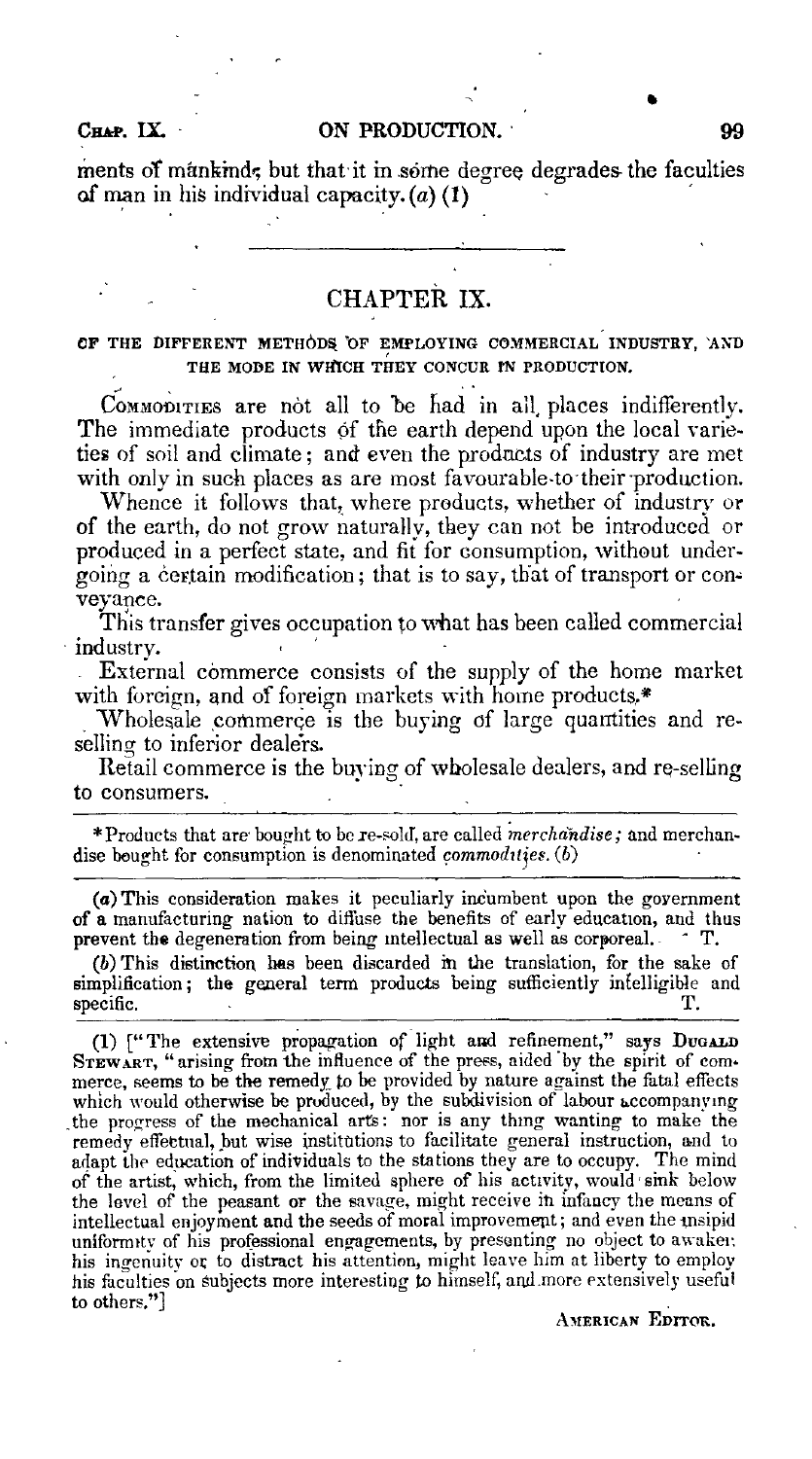ments of mankind; but that it in some degree degrades the faculties of man in his individual capacity. (a) (1)

---

## CHAPTER IX.

### OF THE DIFFERENT METHODS OF EMPLOYING COMMERCIAL INDUSTRY, AND THE MODE IN WHICH THEY CONCUR IN PRODUCTION.

COMMODITIES are not all to be had in all places indifferently. The immediate products of the earth depend upon the local varieties of soil and climate; and even the products of industry are met with only in such places as are most favourable to their production.

Whence it follows that, where products, whether of industry or of the earth, do not grow naturally, they can not be introduced or produced in a perfect state, and fit for consumption, without undergoing a certain modification; that is to say, that of transport or conveyance.

This transfer gives occupation to what has been called commercial industry.

External commerce consists of the supply of the home market with foreign, and of foreign markets with home products.*

Wholesale commerce is the buying of large quantities and re-selling to inferior dealers.

Retail commerce is the buying of wholesale dealers, and re-selling to consumers.

---

*Products that are bought to be re-sold, are called *merchandise;* and merchandise bought for consumption is denominated *commodities.* (b)

---

(a) This consideration makes it peculiarly incumbent upon the government of a manufacturing nation to diffuse the benefits of early education, and thus prevent the degeneration from being intellectual as well as corporeal. T.

(b) This distinction has been discarded in the translation, for the sake of simplification; the general term products being sufficiently intelligible and specific. T.

---

(1) ["The extensive propagation of light and refinement," says DUGALD STEWART, "arising from the influence of the press, aided by the spirit of commerce, seems to be the remedy to be provided by nature against the fatal effects which would otherwise be produced, by the subdivision of labour accompanying the progress of the mechanical arts: nor is any thing wanting to make the remedy effectual, but wise institutions to facilitate general instruction, and to adapt the education of individuals to the stations they are to occupy. The mind of the artist, which, from the limited sphere of his activity, would sink below the level of the peasant or the savage, might receive in infancy the means of intellectual enjoyment and the seeds of moral improvement; and even the insipid uniformity of his professional engagements, by presenting no object to awaken his ingenuity or to distract his attention, might leave him at liberty to employ his faculties on subjects more interesting to himself, and more extensively useful to others."]

AMERICAN EDITOR.